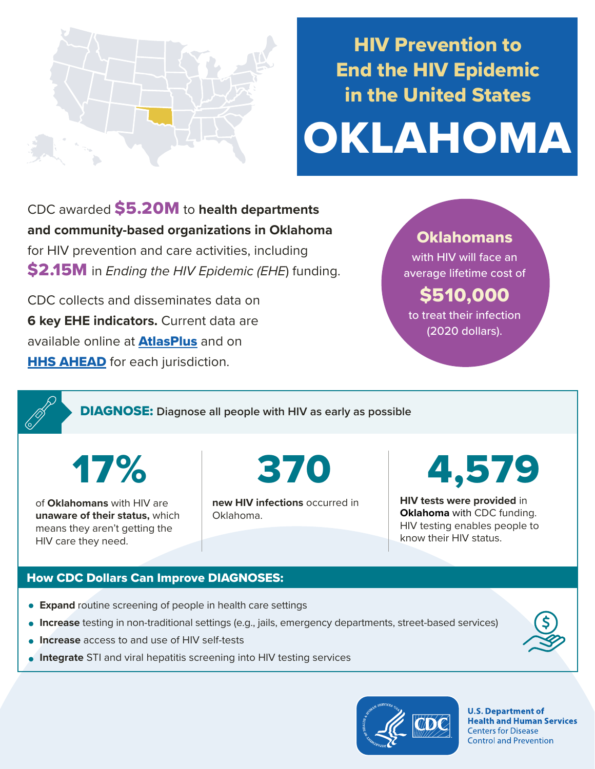# HIV Prevention to End the HIV Epidemic in the United States

# OKLAHOMA

CDC awarded **$5.20M** to **health departments and community-based organizations in Oklahoma** for HIV prevention and care activities, including **$2.15M** in *Ending the HIV Epidemic (EHE)* funding.

CDC collects and disseminates data on **6 key EHE indicators.** Current data are available online at **AtlasPlus** and on **HHS AHEAD** for each jurisdiction.

**Oklahomans** with HIV will face an average lifetime cost of **$510,000** to treat their infection (2020 dollars).

## DIAGNOSE: Diagnose all people with HIV as early as possible

**17%**

of **Oklahomans** with HIV are **unaware of their status,** which means they aren't getting the HIV care they need.

**370**

**new HIV infections** occurred in Oklahoma.

**4,579**

**HIV tests were provided** in **Oklahoma** with CDC funding. HIV testing enables people to know their HIV status.

### How CDC Dollars Can Improve DIAGNOSES:

- **Expand** routine screening of people in health care settings
- **Increase** testing in non-traditional settings (e.g., jails, emergency departments, street-based services)
- **Increase** access to and use of HIV self-tests
- **Integrate** STI and viral hepatitis screening into HIV testing services

U.S. Department of Health and Human Services
Centers for Disease Control and Prevention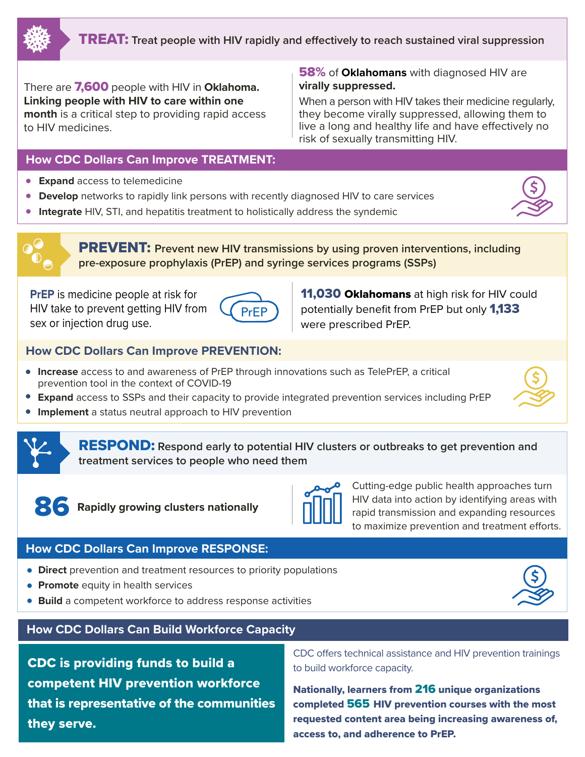## TREAT: Treat people with HIV rapidly and effectively to reach sustained viral suppression

There are **7,600** people with HIV in **Oklahoma. Linking people with HIV to care within one month** is a critical step to providing rapid access to HIV medicines.

**58%** of **Oklahomans** with diagnosed HIV are **virally suppressed.**

When a person with HIV takes their medicine regularly, they become virally suppressed, allowing them to live a long and healthy life and have effectively no risk of sexually transmitting HIV.

### How CDC Dollars Can Improve TREATMENT:

- **Expand** access to telemedicine
- **Develop** networks to rapidly link persons with recently diagnosed HIV to care services
- **Integrate** HIV, STI, and hepatitis treatment to holistically address the syndemic

## PREVENT: Prevent new HIV transmissions by using proven interventions, including pre-exposure prophylaxis (PrEP) and syringe services programs (SSPs)

**PrEP** is medicine people at risk for HIV take to prevent getting HIV from sex or injection drug use.

PrEP

**11,030 Oklahomans** at high risk for HIV could potentially benefit from PrEP but only **1,133** were prescribed PrEP.

### How CDC Dollars Can Improve PREVENTION:

- **Increase** access to and awareness of PrEP through innovations such as TelePrEP, a critical prevention tool in the context of COVID-19
- **Expand** access to SSPs and their capacity to provide integrated prevention services including PrEP
- **Implement** a status neutral approach to HIV prevention

## RESPOND: Respond early to potential HIV clusters or outbreaks to get prevention and treatment services to people who need them

**86** **Rapidly growing clusters nationally**

Cutting-edge public health approaches turn HIV data into action by identifying areas with rapid transmission and expanding resources to maximize prevention and treatment efforts.

### How CDC Dollars Can Improve RESPONSE:

- **Direct** prevention and treatment resources to priority populations
- **Promote** equity in health services
- **Build** a competent workforce to address response activities

### How CDC Dollars Can Build Workforce Capacity

**CDC is providing funds to build a competent HIV prevention workforce that is representative of the communities they serve.**

CDC offers technical assistance and HIV prevention trainings to build workforce capacity.

**Nationally, learners from 216 unique organizations completed 565 HIV prevention courses with the most requested content area being increasing awareness of, access to, and adherence to PrEP.**